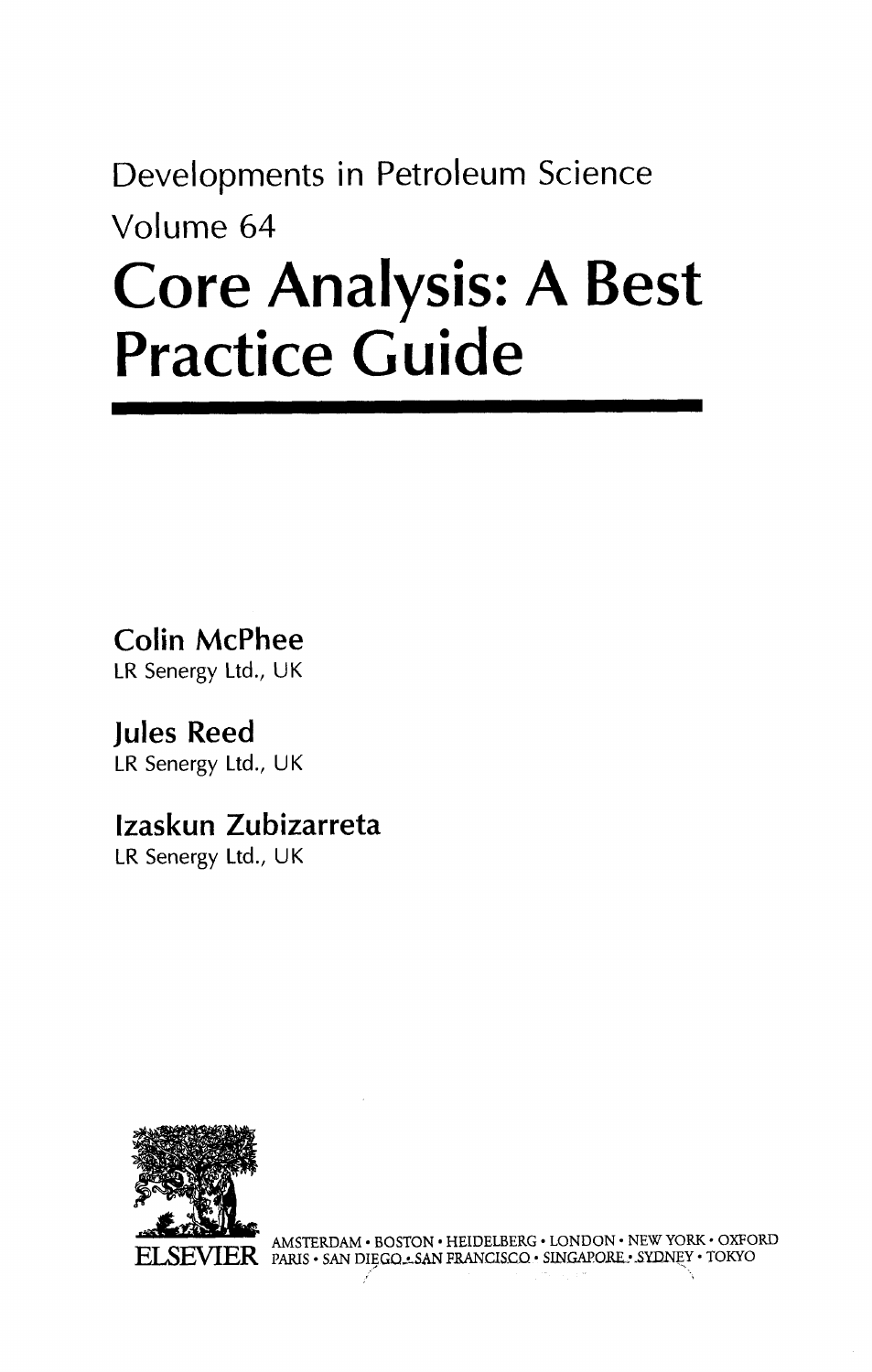Developments in Petroleum Science

Volume 64

# Core Analysis: A Best Practice Guide

**Colin McPhee**
LR Senergy Ltd., UK

**Jules Reed**
LR Senergy Ltd., UK

**Izaskun Zubizarreta**
LR Senergy Ltd., UK

ELSEVIER

AMSTERDAM • BOSTON • HEIDELBERG • LONDON • NEW YORK • OXFORD
PARIS • SAN DIEGO • SAN FRANCISCO • SINGAPORE • SYDNEY • TOKYO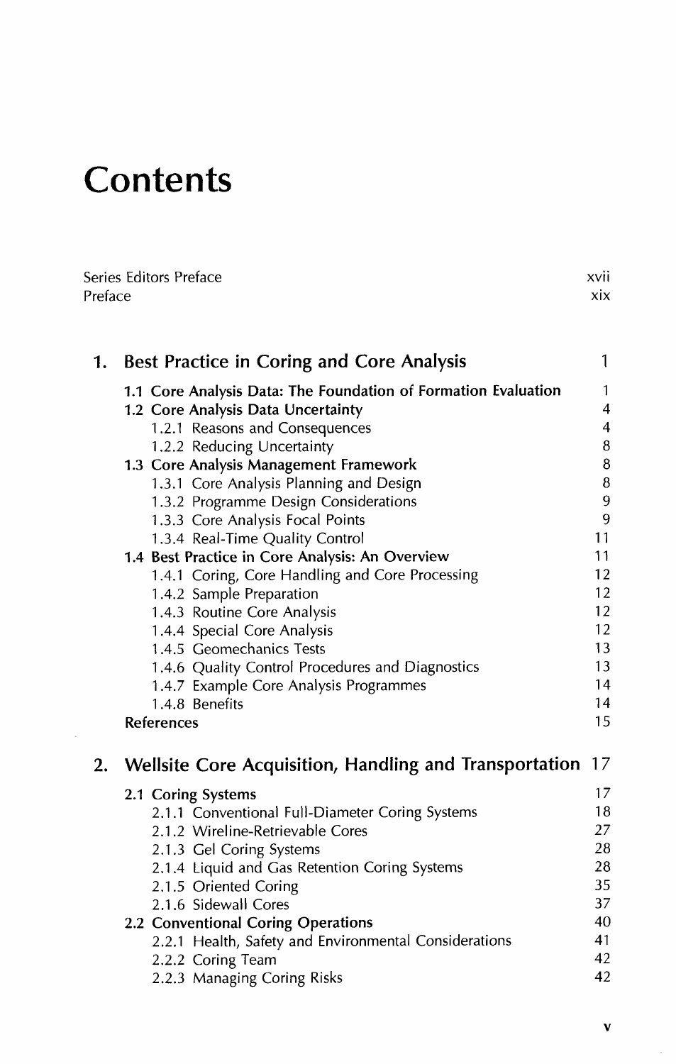# Contents

Series Editors Preface xvii
Preface xix

## 1. Best Practice in Coring and Core Analysis 1

**1.1 Core Analysis Data: The Foundation of Formation Evaluation** 1
**1.2 Core Analysis Data Uncertainty** 4
- 1.2.1 Reasons and Consequences 4
- 1.2.2 Reducing Uncertainty 8

**1.3 Core Analysis Management Framework** 8
- 1.3.1 Core Analysis Planning and Design 8
- 1.3.2 Programme Design Considerations 9
- 1.3.3 Core Analysis Focal Points 9
- 1.3.4 Real-Time Quality Control 11

**1.4 Best Practice in Core Analysis: An Overview** 11
- 1.4.1 Coring, Core Handling and Core Processing 12
- 1.4.2 Sample Preparation 12
- 1.4.3 Routine Core Analysis 12
- 1.4.4 Special Core Analysis 12
- 1.4.5 Geomechanics Tests 13
- 1.4.6 Quality Control Procedures and Diagnostics 13
- 1.4.7 Example Core Analysis Programmes 14
- 1.4.8 Benefits 14

**References** 15

## 2. Wellsite Core Acquisition, Handling and Transportation 17

**2.1 Coring Systems** 17
- 2.1.1 Conventional Full-Diameter Coring Systems 18
- 2.1.2 Wireline-Retrievable Cores 27
- 2.1.3 Gel Coring Systems 28
- 2.1.4 Liquid and Gas Retention Coring Systems 28
- 2.1.5 Oriented Coring 35
- 2.1.6 Sidewall Cores 37

**2.2 Conventional Coring Operations** 40
- 2.2.1 Health, Safety and Environmental Considerations 41
- 2.2.2 Coring Team 42
- 2.2.3 Managing Coring Risks 42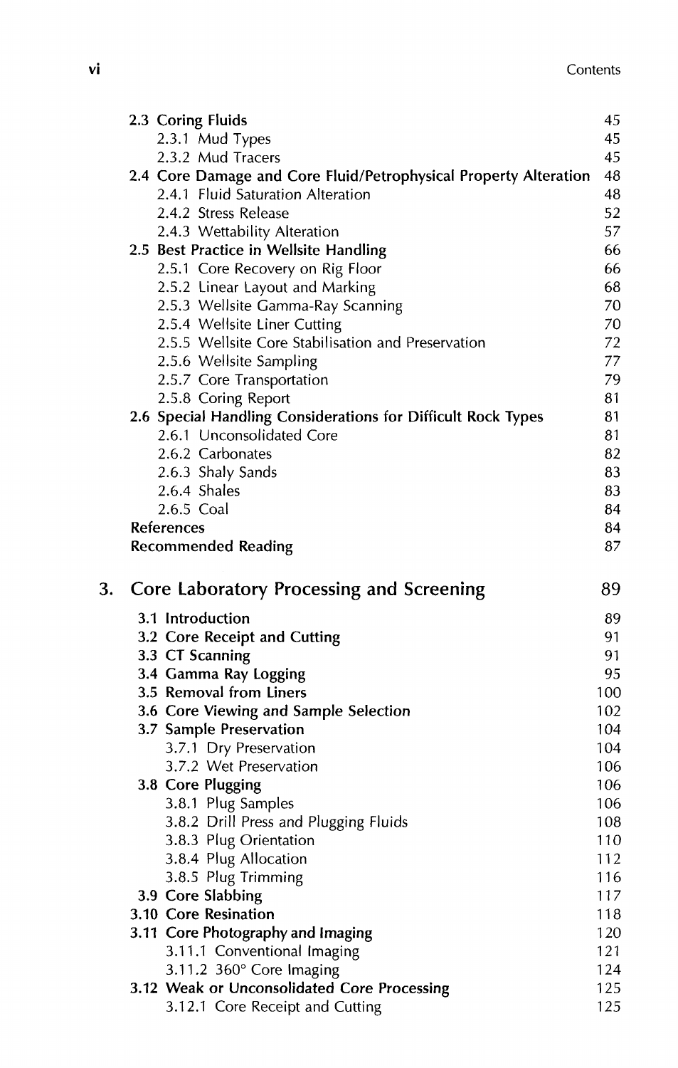| | |
|---|---|
| **2.3 Coring Fluids** | 45 |
| 2.3.1 Mud Types | 45 |
| 2.3.2 Mud Tracers | 45 |
| **2.4 Core Damage and Core Fluid/Petrophysical Property Alteration** | 48 |
| 2.4.1 Fluid Saturation Alteration | 48 |
| 2.4.2 Stress Release | 52 |
| 2.4.3 Wettability Alteration | 57 |
| **2.5 Best Practice in Wellsite Handling** | 66 |
| 2.5.1 Core Recovery on Rig Floor | 66 |
| 2.5.2 Linear Layout and Marking | 68 |
| 2.5.3 Wellsite Gamma-Ray Scanning | 70 |
| 2.5.4 Wellsite Liner Cutting | 70 |
| 2.5.5 Wellsite Core Stabilisation and Preservation | 72 |
| 2.5.6 Wellsite Sampling | 77 |
| 2.5.7 Core Transportation | 79 |
| 2.5.8 Coring Report | 81 |
| **2.6 Special Handling Considerations for Difficult Rock Types** | 81 |
| 2.6.1 Unconsolidated Core | 81 |
| 2.6.2 Carbonates | 82 |
| 2.6.3 Shaly Sands | 83 |
| 2.6.4 Shales | 83 |
| 2.6.5 Coal | 84 |
| **References** | 84 |
| **Recommended Reading** | 87 |

## 3. Core Laboratory Processing and Screening — 89

| | |
|---|---|
| **3.1 Introduction** | 89 |
| **3.2 Core Receipt and Cutting** | 91 |
| **3.3 CT Scanning** | 91 |
| **3.4 Gamma Ray Logging** | 95 |
| **3.5 Removal from Liners** | 100 |
| **3.6 Core Viewing and Sample Selection** | 102 |
| **3.7 Sample Preservation** | 104 |
| 3.7.1 Dry Preservation | 104 |
| 3.7.2 Wet Preservation | 106 |
| **3.8 Core Plugging** | 106 |
| 3.8.1 Plug Samples | 106 |
| 3.8.2 Drill Press and Plugging Fluids | 108 |
| 3.8.3 Plug Orientation | 110 |
| 3.8.4 Plug Allocation | 112 |
| 3.8.5 Plug Trimming | 116 |
| **3.9 Core Slabbing** | 117 |
| **3.10 Core Resination** | 118 |
| **3.11 Core Photography and Imaging** | 120 |
| 3.11.1 Conventional Imaging | 121 |
| 3.11.2 360° Core Imaging | 124 |
| **3.12 Weak or Unconsolidated Core Processing** | 125 |
| 3.12.1 Core Receipt and Cutting | 125 |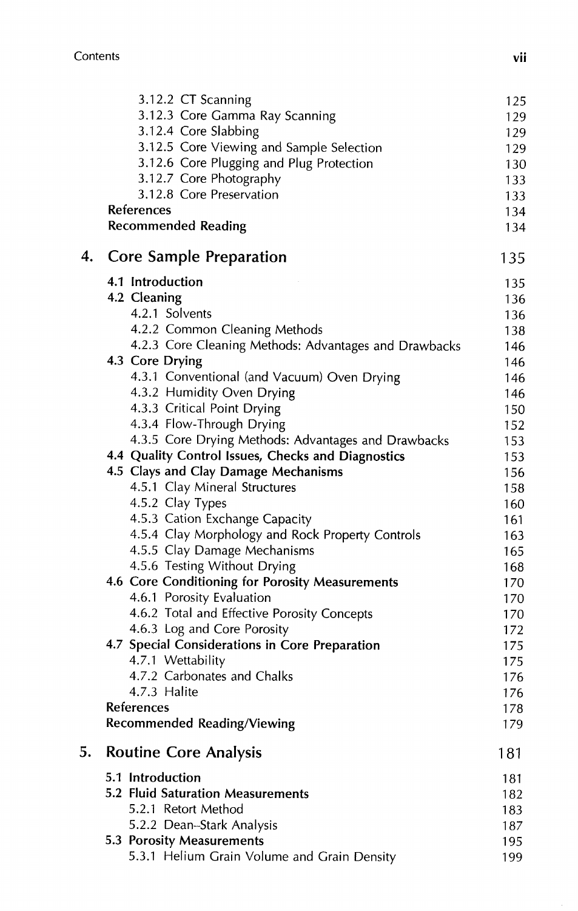| | |
|---|---|
| 3.12.2 CT Scanning | 125 |
| 3.12.3 Core Gamma Ray Scanning | 129 |
| 3.12.4 Core Slabbing | 129 |
| 3.12.5 Core Viewing and Sample Selection | 129 |
| 3.12.6 Core Plugging and Plug Protection | 130 |
| 3.12.7 Core Photography | 133 |
| 3.12.8 Core Preservation | 133 |
| **References** | 134 |
| **Recommended Reading** | 134 |

## 4. Core Sample Preparation — 135

| | |
|---|---|
| **4.1 Introduction** | 135 |
| **4.2 Cleaning** | 136 |
| 4.2.1 Solvents | 136 |
| 4.2.2 Common Cleaning Methods | 138 |
| 4.2.3 Core Cleaning Methods: Advantages and Drawbacks | 146 |
| **4.3 Core Drying** | 146 |
| 4.3.1 Conventional (and Vacuum) Oven Drying | 146 |
| 4.3.2 Humidity Oven Drying | 146 |
| 4.3.3 Critical Point Drying | 150 |
| 4.3.4 Flow-Through Drying | 152 |
| 4.3.5 Core Drying Methods: Advantages and Drawbacks | 153 |
| **4.4 Quality Control Issues, Checks and Diagnostics** | 153 |
| **4.5 Clays and Clay Damage Mechanisms** | 156 |
| 4.5.1 Clay Mineral Structures | 158 |
| 4.5.2 Clay Types | 160 |
| 4.5.3 Cation Exchange Capacity | 161 |
| 4.5.4 Clay Morphology and Rock Property Controls | 163 |
| 4.5.5 Clay Damage Mechanisms | 165 |
| 4.5.6 Testing Without Drying | 168 |
| **4.6 Core Conditioning for Porosity Measurements** | 170 |
| 4.6.1 Porosity Evaluation | 170 |
| 4.6.2 Total and Effective Porosity Concepts | 170 |
| 4.6.3 Log and Core Porosity | 172 |
| **4.7 Special Considerations in Core Preparation** | 175 |
| 4.7.1 Wettability | 175 |
| 4.7.2 Carbonates and Chalks | 176 |
| 4.7.3 Halite | 176 |
| **References** | 178 |
| **Recommended Reading/Viewing** | 179 |

## 5. Routine Core Analysis — 181

| | |
|---|---|
| **5.1 Introduction** | 181 |
| **5.2 Fluid Saturation Measurements** | 182 |
| 5.2.1 Retort Method | 183 |
| 5.2.2 Dean–Stark Analysis | 187 |
| **5.3 Porosity Measurements** | 195 |
| 5.3.1 Helium Grain Volume and Grain Density | 199 |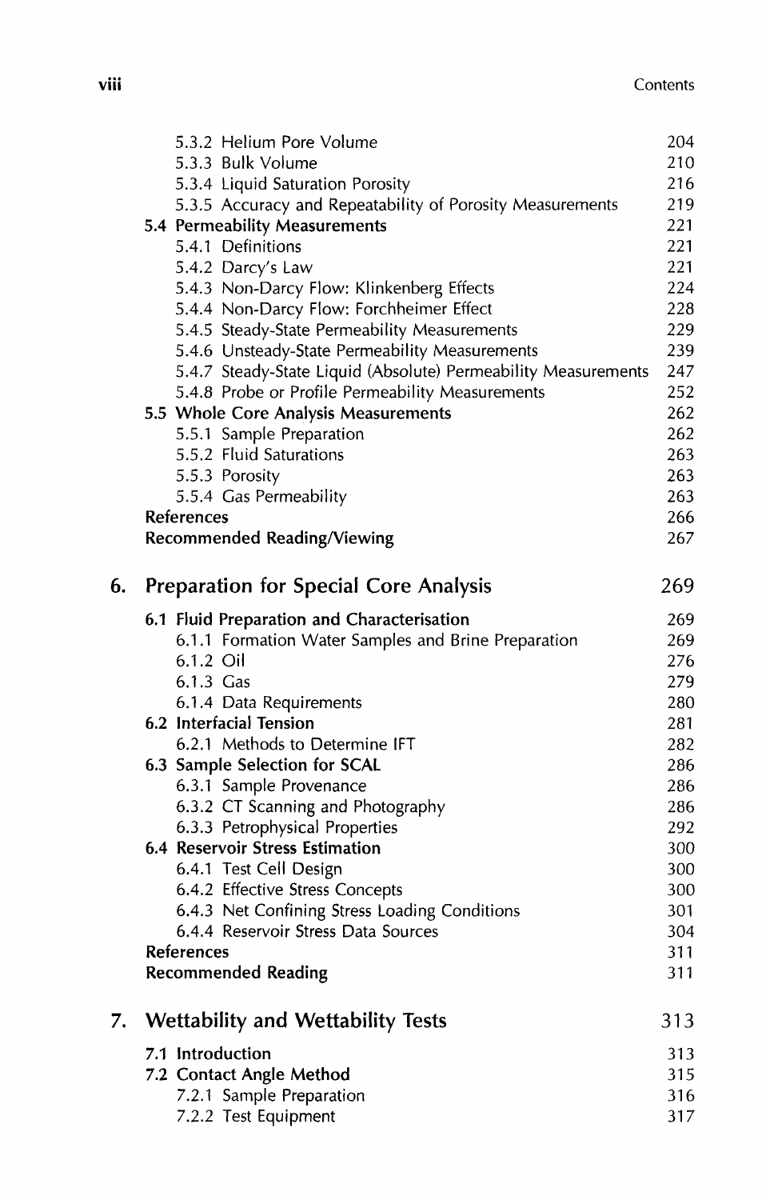5.3.2 Helium Pore Volume 204
5.3.3 Bulk Volume 210
5.3.4 Liquid Saturation Porosity 216
5.3.5 Accuracy and Repeatability of Porosity Measurements 219

**5.4 Permeability Measurements** 221

5.4.1 Definitions 221
5.4.2 Darcy's Law 221
5.4.3 Non-Darcy Flow: Klinkenberg Effects 224
5.4.4 Non-Darcy Flow: Forchheimer Effect 228
5.4.5 Steady-State Permeability Measurements 229
5.4.6 Unsteady-State Permeability Measurements 239
5.4.7 Steady-State Liquid (Absolute) Permeability Measurements 247
5.4.8 Probe or Profile Permeability Measurements 252

**5.5 Whole Core Analysis Measurements** 262

5.5.1 Sample Preparation 262
5.5.2 Fluid Saturations 263
5.5.3 Porosity 263
5.5.4 Gas Permeability 263

**References** 266

**Recommended Reading/Viewing** 267

## 6. Preparation for Special Core Analysis 269

**6.1 Fluid Preparation and Characterisation** 269

6.1.1 Formation Water Samples and Brine Preparation 269
6.1.2 Oil 276
6.1.3 Gas 279
6.1.4 Data Requirements 280

**6.2 Interfacial Tension** 281

6.2.1 Methods to Determine IFT 282

**6.3 Sample Selection for SCAL** 286

6.3.1 Sample Provenance 286
6.3.2 CT Scanning and Photography 286
6.3.3 Petrophysical Properties 292

**6.4 Reservoir Stress Estimation** 300

6.4.1 Test Cell Design 300
6.4.2 Effective Stress Concepts 300
6.4.3 Net Confining Stress Loading Conditions 301
6.4.4 Reservoir Stress Data Sources 304

**References** 311

**Recommended Reading** 311

## 7. Wettability and Wettability Tests 313

**7.1 Introduction** 313

**7.2 Contact Angle Method** 315

7.2.1 Sample Preparation 316
7.2.2 Test Equipment 317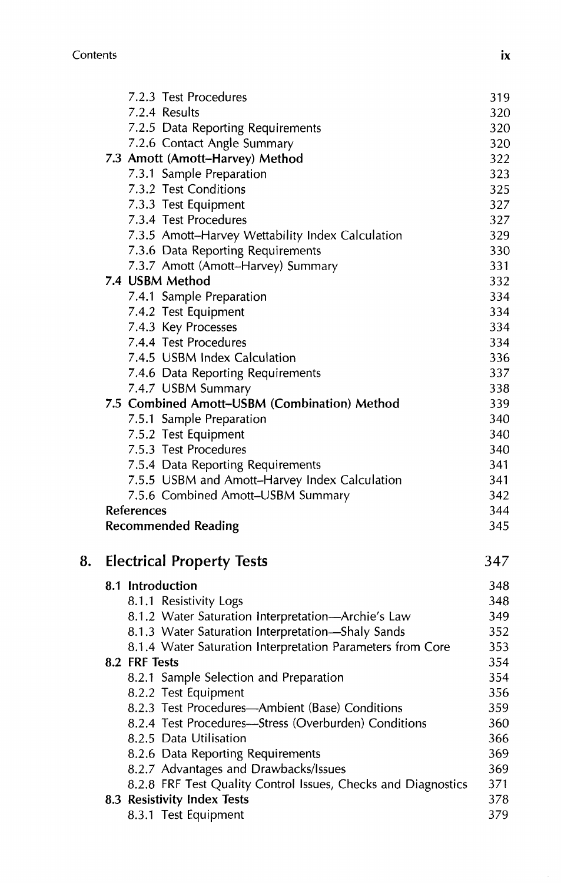7.2.3 Test Procedures 319
7.2.4 Results 320
7.2.5 Data Reporting Requirements 320
7.2.6 Contact Angle Summary 320

**7.3 Amott (Amott–Harvey) Method** 322

7.3.1 Sample Preparation 323
7.3.2 Test Conditions 325
7.3.3 Test Equipment 327
7.3.4 Test Procedures 327
7.3.5 Amott–Harvey Wettability Index Calculation 329
7.3.6 Data Reporting Requirements 330
7.3.7 Amott (Amott–Harvey) Summary 331

**7.4 USBM Method** 332

7.4.1 Sample Preparation 334
7.4.2 Test Equipment 334
7.4.3 Key Processes 334
7.4.4 Test Procedures 334
7.4.5 USBM Index Calculation 336
7.4.6 Data Reporting Requirements 337
7.4.7 USBM Summary 338

**7.5 Combined Amott–USBM (Combination) Method** 339

7.5.1 Sample Preparation 340
7.5.2 Test Equipment 340
7.5.3 Test Procedures 340
7.5.4 Data Reporting Requirements 341
7.5.5 USBM and Amott–Harvey Index Calculation 341
7.5.6 Combined Amott–USBM Summary 342

**References** 344

**Recommended Reading** 345

## 8. Electrical Property Tests 347

**8.1 Introduction** 348

8.1.1 Resistivity Logs 348
8.1.2 Water Saturation Interpretation—Archie's Law 349
8.1.3 Water Saturation Interpretation—Shaly Sands 352
8.1.4 Water Saturation Interpretation Parameters from Core 353

**8.2 FRF Tests** 354

8.2.1 Sample Selection and Preparation 354
8.2.2 Test Equipment 356
8.2.3 Test Procedures—Ambient (Base) Conditions 359
8.2.4 Test Procedures—Stress (Overburden) Conditions 360
8.2.5 Data Utilisation 366
8.2.6 Data Reporting Requirements 369
8.2.7 Advantages and Drawbacks/Issues 369
8.2.8 FRF Test Quality Control Issues, Checks and Diagnostics 371

**8.3 Resistivity Index Tests** 378

8.3.1 Test Equipment 379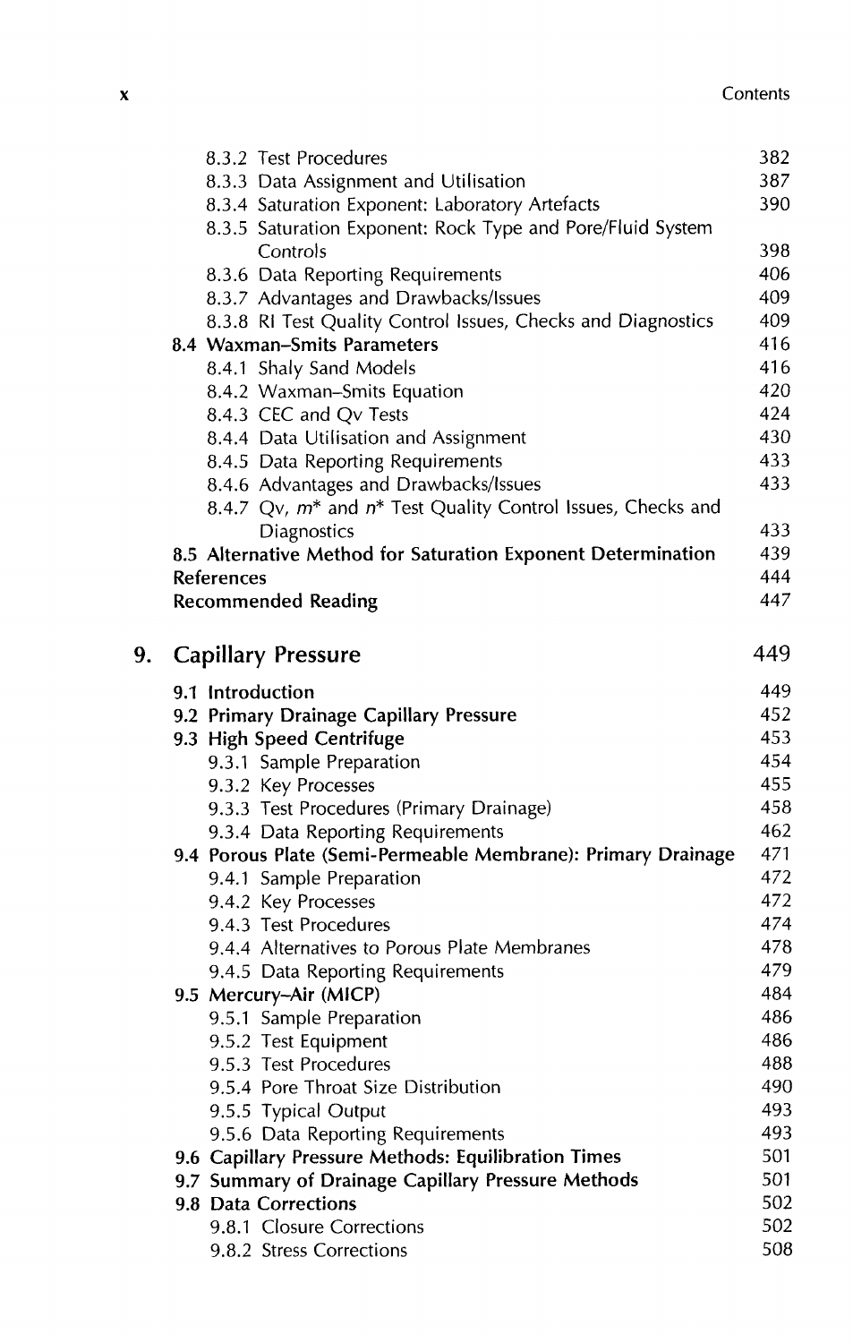8.3.2 Test Procedures 382
8.3.3 Data Assignment and Utilisation 387
8.3.4 Saturation Exponent: Laboratory Artefacts 390
8.3.5 Saturation Exponent: Rock Type and Pore/Fluid System Controls 398
8.3.6 Data Reporting Requirements 406
8.3.7 Advantages and Drawbacks/Issues 409
8.3.8 RI Test Quality Control Issues, Checks and Diagnostics 409

**8.4 Waxman–Smits Parameters** 416

8.4.1 Shaly Sand Models 416
8.4.2 Waxman–Smits Equation 420
8.4.3 CEC and Qv Tests 424
8.4.4 Data Utilisation and Assignment 430
8.4.5 Data Reporting Requirements 433
8.4.6 Advantages and Drawbacks/Issues 433
8.4.7 Qv, $m^*$ and $n^*$ Test Quality Control Issues, Checks and Diagnostics 433

**8.5 Alternative Method for Saturation Exponent Determination** 439

**References** 444

**Recommended Reading** 447

# 9. Capillary Pressure 449

**9.1 Introduction** 449

**9.2 Primary Drainage Capillary Pressure** 452

**9.3 High Speed Centrifuge** 453

9.3.1 Sample Preparation 454
9.3.2 Key Processes 455
9.3.3 Test Procedures (Primary Drainage) 458
9.3.4 Data Reporting Requirements 462

**9.4 Porous Plate (Semi-Permeable Membrane): Primary Drainage** 471

9.4.1 Sample Preparation 472
9.4.2 Key Processes 472
9.4.3 Test Procedures 474
9.4.4 Alternatives to Porous Plate Membranes 478
9.4.5 Data Reporting Requirements 479

**9.5 Mercury–Air (MICP)** 484

9.5.1 Sample Preparation 486
9.5.2 Test Equipment 486
9.5.3 Test Procedures 488
9.5.4 Pore Throat Size Distribution 490
9.5.5 Typical Output 493
9.5.6 Data Reporting Requirements 493

**9.6 Capillary Pressure Methods: Equilibration Times** 501

**9.7 Summary of Drainage Capillary Pressure Methods** 501

**9.8 Data Corrections** 502

9.8.1 Closure Corrections 502
9.8.2 Stress Corrections 508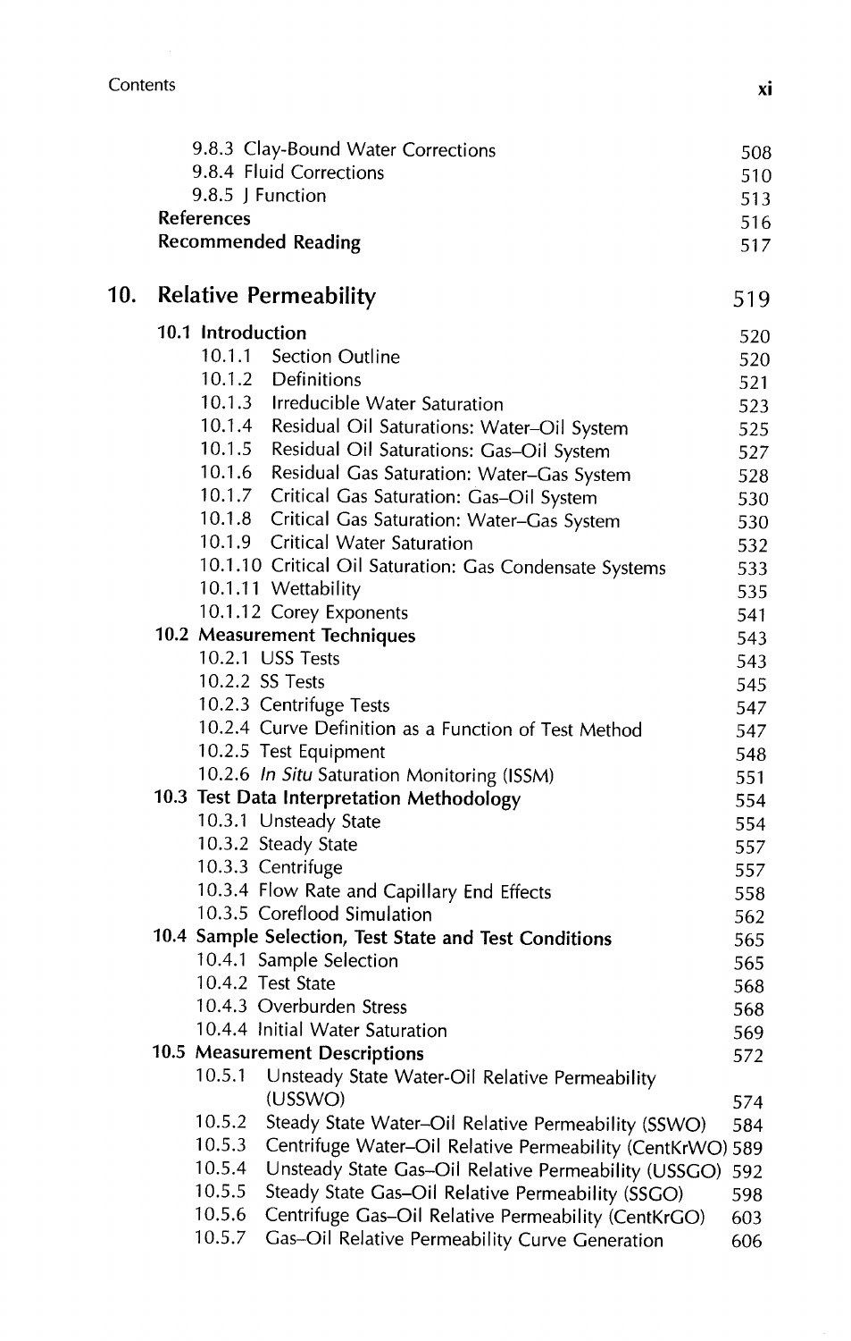9.8.3 Clay-Bound Water Corrections 508
9.8.4 Fluid Corrections 510
9.8.5 J Function 513
**References** 516
**Recommended Reading** 517

## 10. Relative Permeability 519

**10.1 Introduction** 520
- 10.1.1 Section Outline 520
- 10.1.2 Definitions 521
- 10.1.3 Irreducible Water Saturation 523
- 10.1.4 Residual Oil Saturations: Water–Oil System 525
- 10.1.5 Residual Oil Saturations: Gas–Oil System 527
- 10.1.6 Residual Gas Saturation: Water–Gas System 528
- 10.1.7 Critical Gas Saturation: Gas–Oil System 530
- 10.1.8 Critical Gas Saturation: Water–Gas System 530
- 10.1.9 Critical Water Saturation 532
- 10.1.10 Critical Oil Saturation: Gas Condensate Systems 533
- 10.1.11 Wettability 535
- 10.1.12 Corey Exponents 541

**10.2 Measurement Techniques** 543
- 10.2.1 USS Tests 543
- 10.2.2 SS Tests 545
- 10.2.3 Centrifuge Tests 547
- 10.2.4 Curve Definition as a Function of Test Method 547
- 10.2.5 Test Equipment 548
- 10.2.6 *In Situ* Saturation Monitoring (ISSM) 551

**10.3 Test Data Interpretation Methodology** 554
- 10.3.1 Unsteady State 554
- 10.3.2 Steady State 557
- 10.3.3 Centrifuge 557
- 10.3.4 Flow Rate and Capillary End Effects 558
- 10.3.5 Coreflood Simulation 562

**10.4 Sample Selection, Test State and Test Conditions** 565
- 10.4.1 Sample Selection 565
- 10.4.2 Test State 568
- 10.4.3 Overburden Stress 568
- 10.4.4 Initial Water Saturation 569

**10.5 Measurement Descriptions** 572
- 10.5.1 Unsteady State Water-Oil Relative Permeability (USSWO) 574
- 10.5.2 Steady State Water–Oil Relative Permeability (SSWO) 584
- 10.5.3 Centrifuge Water–Oil Relative Permeability (CentKrWO) 589
- 10.5.4 Unsteady State Gas–Oil Relative Permeability (USSGO) 592
- 10.5.5 Steady State Gas–Oil Relative Permeability (SSGO) 598
- 10.5.6 Centrifuge Gas–Oil Relative Permeability (CentKrGO) 603
- 10.5.7 Gas–Oil Relative Permeability Curve Generation 606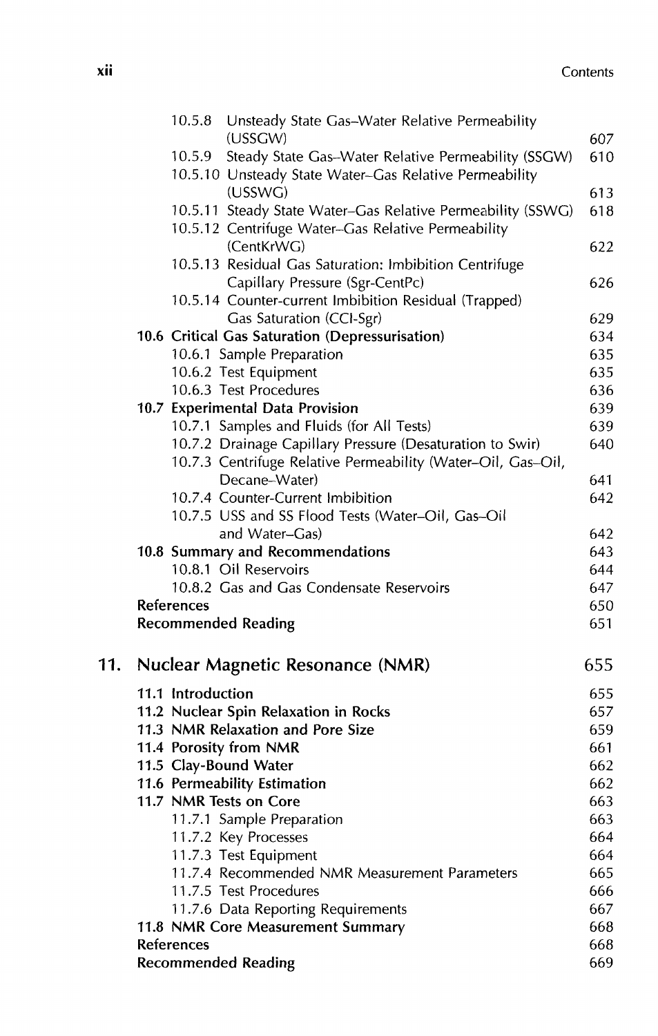10.5.8 Unsteady State Gas–Water Relative Permeability (USSGW) 607
10.5.9 Steady State Gas–Water Relative Permeability (SSGW) 610
10.5.10 Unsteady State Water–Gas Relative Permeability (USSWG) 613
10.5.11 Steady State Water–Gas Relative Permeability (SSWG) 618
10.5.12 Centrifuge Water–Gas Relative Permeability (CentKrWG) 622
10.5.13 Residual Gas Saturation: Imbibition Centrifuge Capillary Pressure (Sgr-CentPc) 626
10.5.14 Counter-current Imbibition Residual (Trapped) Gas Saturation (CCI-Sgr) 629

**10.6 Critical Gas Saturation (Depressurisation)** 634

10.6.1 Sample Preparation 635
10.6.2 Test Equipment 635
10.6.3 Test Procedures 636

**10.7 Experimental Data Provision** 639

10.7.1 Samples and Fluids (for All Tests) 639
10.7.2 Drainage Capillary Pressure (Desaturation to Swir) 640
10.7.3 Centrifuge Relative Permeability (Water–Oil, Gas–Oil, Decane–Water) 641
10.7.4 Counter-Current Imbibition 642
10.7.5 USS and SS Flood Tests (Water–Oil, Gas–Oil and Water–Gas) 642

**10.8 Summary and Recommendations** 643

10.8.1 Oil Reservoirs 644
10.8.2 Gas and Gas Condensate Reservoirs 647

**References** 650

**Recommended Reading** 651

# 11. Nuclear Magnetic Resonance (NMR) 655

**11.1 Introduction** 655

**11.2 Nuclear Spin Relaxation in Rocks** 657

**11.3 NMR Relaxation and Pore Size** 659

**11.4 Porosity from NMR** 661

**11.5 Clay-Bound Water** 662

**11.6 Permeability Estimation** 662

**11.7 NMR Tests on Core** 663

11.7.1 Sample Preparation 663
11.7.2 Key Processes 664
11.7.3 Test Equipment 664
11.7.4 Recommended NMR Measurement Parameters 665
11.7.5 Test Procedures 666
11.7.6 Data Reporting Requirements 667

**11.8 NMR Core Measurement Summary** 668

**References** 668

**Recommended Reading** 669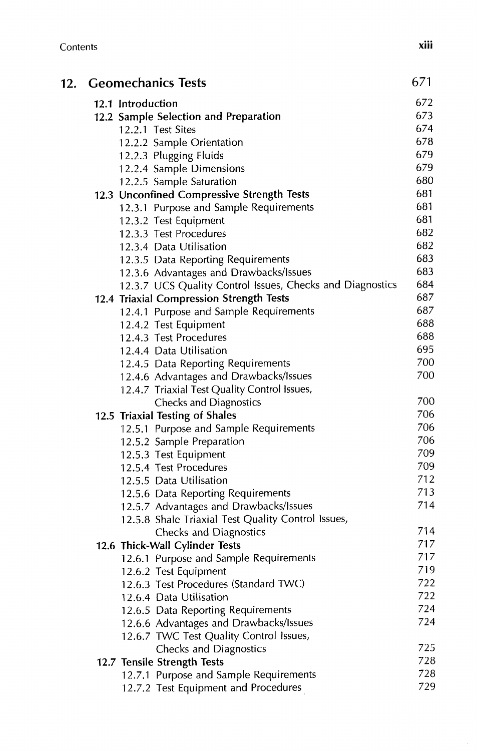## 12. Geomechanics Tests 671

**12.1 Introduction** 672

**12.2 Sample Selection and Preparation** 673

- 12.2.1 Test Sites 674
- 12.2.2 Sample Orientation 678
- 12.2.3 Plugging Fluids 679
- 12.2.4 Sample Dimensions 679
- 12.2.5 Sample Saturation 680

**12.3 Unconfined Compressive Strength Tests** 681

- 12.3.1 Purpose and Sample Requirements 681
- 12.3.2 Test Equipment 681
- 12.3.3 Test Procedures 682
- 12.3.4 Data Utilisation 682
- 12.3.5 Data Reporting Requirements 683
- 12.3.6 Advantages and Drawbacks/Issues 683
- 12.3.7 UCS Quality Control Issues, Checks and Diagnostics 684

**12.4 Triaxial Compression Strength Tests** 687

- 12.4.1 Purpose and Sample Requirements 687
- 12.4.2 Test Equipment 688
- 12.4.3 Test Procedures 688
- 12.4.4 Data Utilisation 695
- 12.4.5 Data Reporting Requirements 700
- 12.4.6 Advantages and Drawbacks/Issues 700
- 12.4.7 Triaxial Test Quality Control Issues, Checks and Diagnostics 700

**12.5 Triaxial Testing of Shales** 706

- 12.5.1 Purpose and Sample Requirements 706
- 12.5.2 Sample Preparation 706
- 12.5.3 Test Equipment 709
- 12.5.4 Test Procedures 709
- 12.5.5 Data Utilisation 712
- 12.5.6 Data Reporting Requirements 713
- 12.5.7 Advantages and Drawbacks/Issues 714
- 12.5.8 Shale Triaxial Test Quality Control Issues, Checks and Diagnostics 714

**12.6 Thick-Wall Cylinder Tests** 717

- 12.6.1 Purpose and Sample Requirements 717
- 12.6.2 Test Equipment 719
- 12.6.3 Test Procedures (Standard TWC) 722
- 12.6.4 Data Utilisation 722
- 12.6.5 Data Reporting Requirements 724
- 12.6.6 Advantages and Drawbacks/Issues 724
- 12.6.7 TWC Test Quality Control Issues, Checks and Diagnostics 725

**12.7 Tensile Strength Tests** 728

- 12.7.1 Purpose and Sample Requirements 728
- 12.7.2 Test Equipment and Procedures 729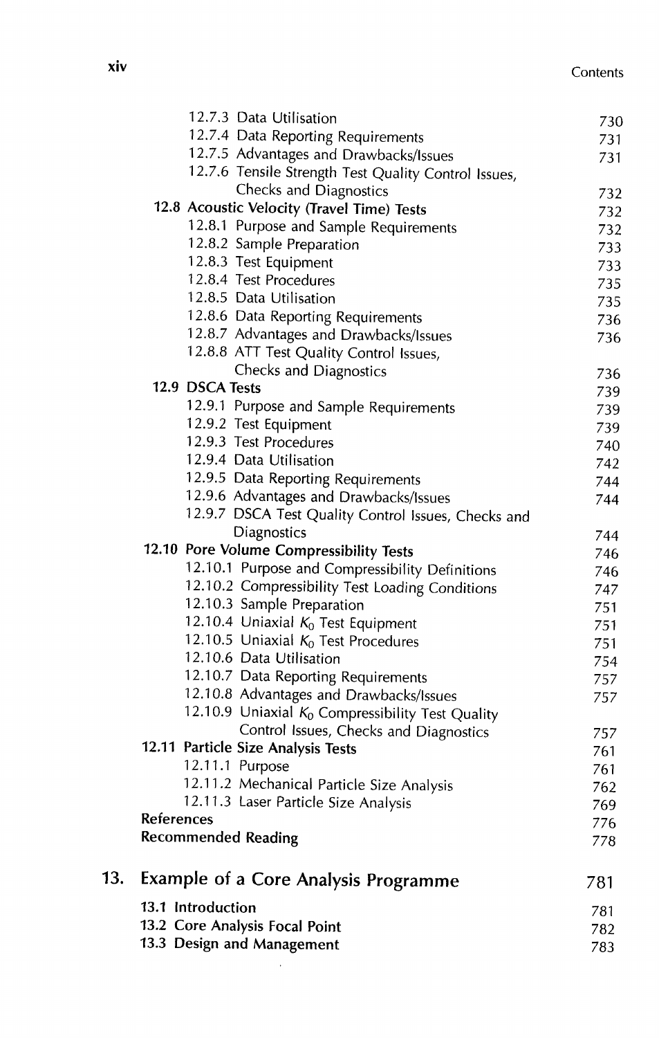12.7.3 Data Utilisation 730
12.7.4 Data Reporting Requirements 731
12.7.5 Advantages and Drawbacks/Issues 731
12.7.6 Tensile Strength Test Quality Control Issues, Checks and Diagnostics 732

**12.8 Acoustic Velocity (Travel Time) Tests** 732
12.8.1 Purpose and Sample Requirements 732
12.8.2 Sample Preparation 733
12.8.3 Test Equipment 733
12.8.4 Test Procedures 735
12.8.5 Data Utilisation 735
12.8.6 Data Reporting Requirements 736
12.8.7 Advantages and Drawbacks/Issues 736
12.8.8 ATT Test Quality Control Issues, Checks and Diagnostics 736

**12.9 DSCA Tests** 739
12.9.1 Purpose and Sample Requirements 739
12.9.2 Test Equipment 739
12.9.3 Test Procedures 740
12.9.4 Data Utilisation 742
12.9.5 Data Reporting Requirements 744
12.9.6 Advantages and Drawbacks/Issues 744
12.9.7 DSCA Test Quality Control Issues, Checks and Diagnostics 744

**12.10 Pore Volume Compressibility Tests** 746
12.10.1 Purpose and Compressibility Definitions 746
12.10.2 Compressibility Test Loading Conditions 747
12.10.3 Sample Preparation 751
12.10.4 Uniaxial $K_0$ Test Equipment 751
12.10.5 Uniaxial $K_0$ Test Procedures 751
12.10.6 Data Utilisation 754
12.10.7 Data Reporting Requirements 757
12.10.8 Advantages and Drawbacks/Issues 757
12.10.9 Uniaxial $K_0$ Compressibility Test Quality Control Issues, Checks and Diagnostics 757

**12.11 Particle Size Analysis Tests** 761
12.11.1 Purpose 761
12.11.2 Mechanical Particle Size Analysis 762
12.11.3 Laser Particle Size Analysis 769

**References** 776
**Recommended Reading** 778

# 13. Example of a Core Analysis Programme 781

**13.1 Introduction** 781
**13.2 Core Analysis Focal Point** 782
**13.3 Design and Management** 783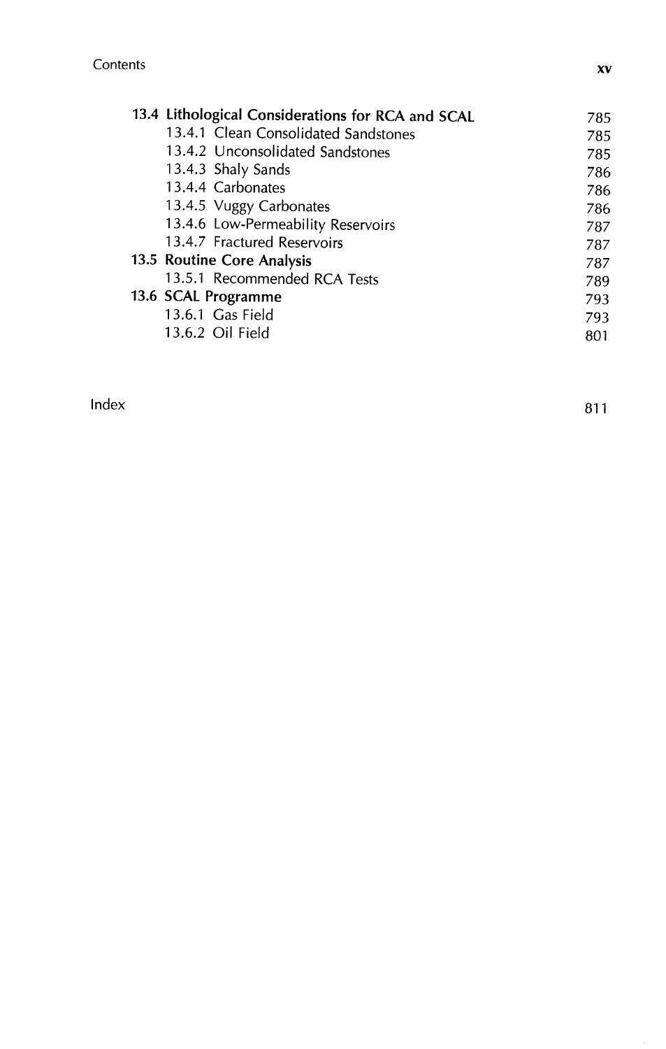**13.4 Lithological Considerations for RCA and SCAL** 785

13.4.1 Clean Consolidated Sandstones 785

13.4.2 Unconsolidated Sandstones 785

13.4.3 Shaly Sands 786

13.4.4 Carbonates 786

13.4.5 Vuggy Carbonates 786

13.4.6 Low-Permeability Reservoirs 787

13.4.7 Fractured Reservoirs 787

**13.5 Routine Core Analysis** 787

13.5.1 Recommended RCA Tests 789

**13.6 SCAL Programme** 793

13.6.1 Gas Field 793

13.6.2 Oil Field 801

Index 811